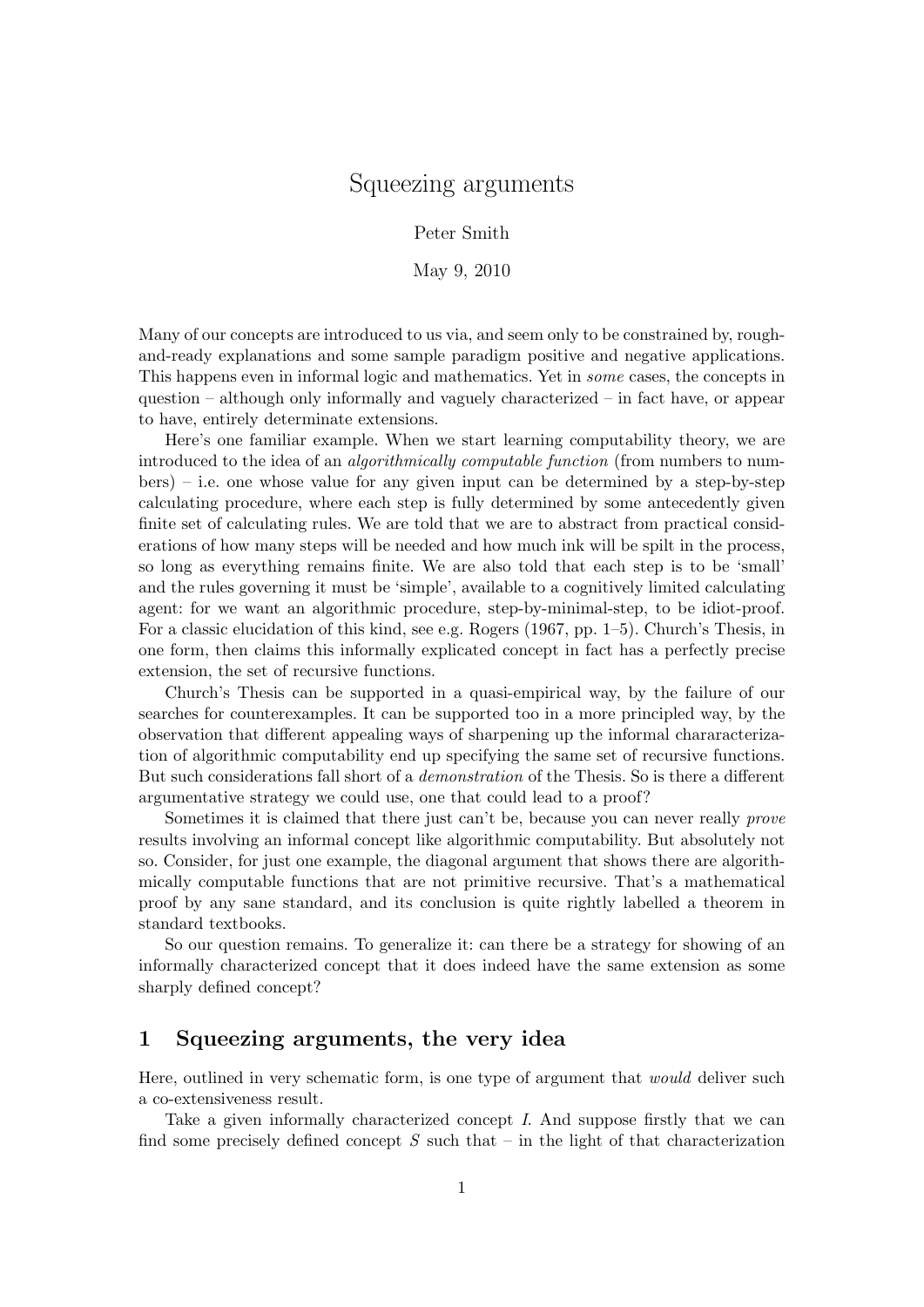# Squeezing arguments

Peter Smith

May 9, 2010

Many of our concepts are introduced to us via, and seem only to be constrained by, rough-and-ready explanations and some sample paradigm positive and negative applications. This happens even in informal logic and mathematics. Yet in *some* cases, the concepts in question – although only informally and vaguely characterized – in fact have, or appear to have, entirely determinate extensions.

Here's one familiar example. When we start learning computability theory, we are introduced to the idea of an *algorithmically computable function* (from numbers to numbers) – i.e. one whose value for any given input can be determined by a step-by-step calculating procedure, where each step is fully determined by some antecedently given finite set of calculating rules. We are told that we are to abstract from practical considerations of how many steps will be needed and how much ink will be spilt in the process, so long as everything remains finite. We are also told that each step is to be 'small' and the rules governing it must be 'simple', available to a cognitively limited calculating agent: for we want an algorithmic procedure, step-by-minimal-step, to be idiot-proof. For a classic elucidation of this kind, see e.g. Rogers (1967, pp. 1–5). Church's Thesis, in one form, then claims this informally explicated concept in fact has a perfectly precise extension, the set of recursive functions.

Church's Thesis can be supported in a quasi-empirical way, by the failure of our searches for counterexamples. It can be supported too in a more principled way, by the observation that different appealing ways of sharpening up the informal chararacterization of algorithmic computability end up specifying the same set of recursive functions. But such considerations fall short of a *demonstration* of the Thesis. So is there a different argumentative strategy we could use, one that could lead to a proof?

Sometimes it is claimed that there just can't be, because you can never really *prove* results involving an informal concept like algorithmic computability. But absolutely not so. Consider, for just one example, the diagonal argument that shows there are algorithmically computable functions that are not primitive recursive. That's a mathematical proof by any sane standard, and its conclusion is quite rightly labelled a theorem in standard textbooks.

So our question remains. To generalize it: can there be a strategy for showing of an informally characterized concept that it does indeed have the same extension as some sharply defined concept?

## 1 Squeezing arguments, the very idea

Here, outlined in very schematic form, is one type of argument that *would* deliver such a co-extensiveness result.

Take a given informally characterized concept $I$. And suppose firstly that we can find some precisely defined concept $S$ such that – in the light of that characterization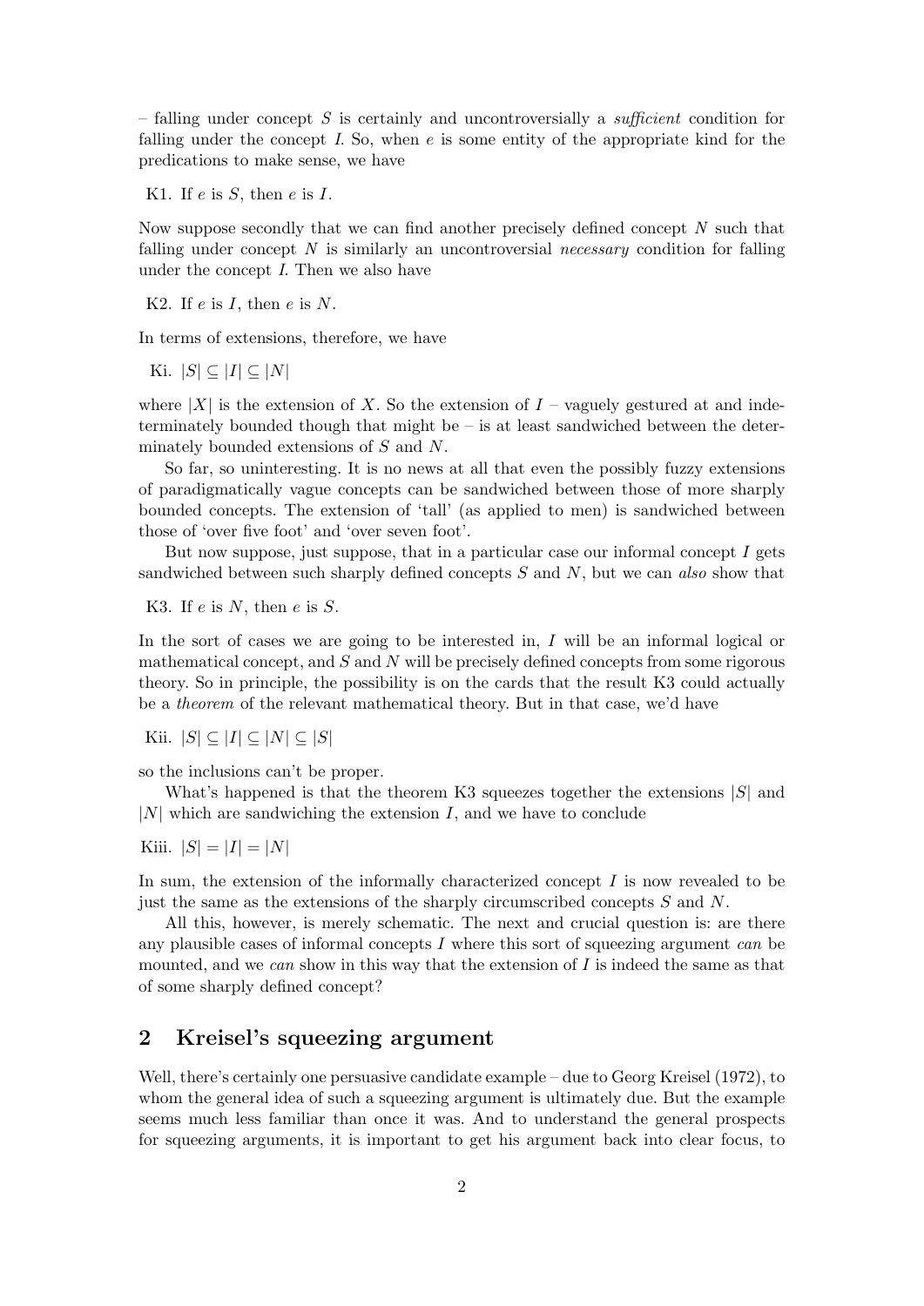– falling under concept $S$ is certainly and uncontroversially a *sufficient* condition for falling under the concept $I$. So, when $e$ is some entity of the appropriate kind for the predications to make sense, we have

K1. If $e$ is $S$, then $e$ is $I$.

Now suppose secondly that we can find another precisely defined concept $N$ such that falling under concept $N$ is similarly an uncontroversial *necessary* condition for falling under the concept $I$. Then we also have

K2. If $e$ is $I$, then $e$ is $N$.

In terms of extensions, therefore, we have

Ki. $|S| \subseteq |I| \subseteq |N|$

where $|X|$ is the extension of $X$. So the extension of $I$ – vaguely gestured at and indeterminately bounded though that might be – is at least sandwiched between the determinately bounded extensions of $S$ and $N$.

So far, so uninteresting. It is no news at all that even the possibly fuzzy extensions of paradigmatically vague concepts can be sandwiched between those of more sharply bounded concepts. The extension of 'tall' (as applied to men) is sandwiched between those of 'over five foot' and 'over seven foot'.

But now suppose, just suppose, that in a particular case our informal concept $I$ gets sandwiched between such sharply defined concepts $S$ and $N$, but we can *also* show that

K3. If $e$ is $N$, then $e$ is $S$.

In the sort of cases we are going to be interested in, $I$ will be an informal logical or mathematical concept, and $S$ and $N$ will be precisely defined concepts from some rigorous theory. So in principle, the possibility is on the cards that the result K3 could actually be a *theorem* of the relevant mathematical theory. But in that case, we'd have

Kii. $|S| \subseteq |I| \subseteq |N| \subseteq |S|$

so the inclusions can't be proper.

What's happened is that the theorem K3 squeezes together the extensions $|S|$ and $|N|$ which are sandwiching the extension $I$, and we have to conclude

Kiii. $|S| = |I| = |N|$

In sum, the extension of the informally characterized concept $I$ is now revealed to be just the same as the extensions of the sharply circumscribed concepts $S$ and $N$.

All this, however, is merely schematic. The next and crucial question is: are there any plausible cases of informal concepts $I$ where this sort of squeezing argument *can* be mounted, and we *can* show in this way that the extension of $I$ is indeed the same as that of some sharply defined concept?

## 2 Kreisel's squeezing argument

Well, there's certainly one persuasive candidate example – due to Georg Kreisel (1972), to whom the general idea of such a squeezing argument is ultimately due. But the example seems much less familiar than once it was. And to understand the general prospects for squeezing arguments, it is important to get his argument back into clear focus, to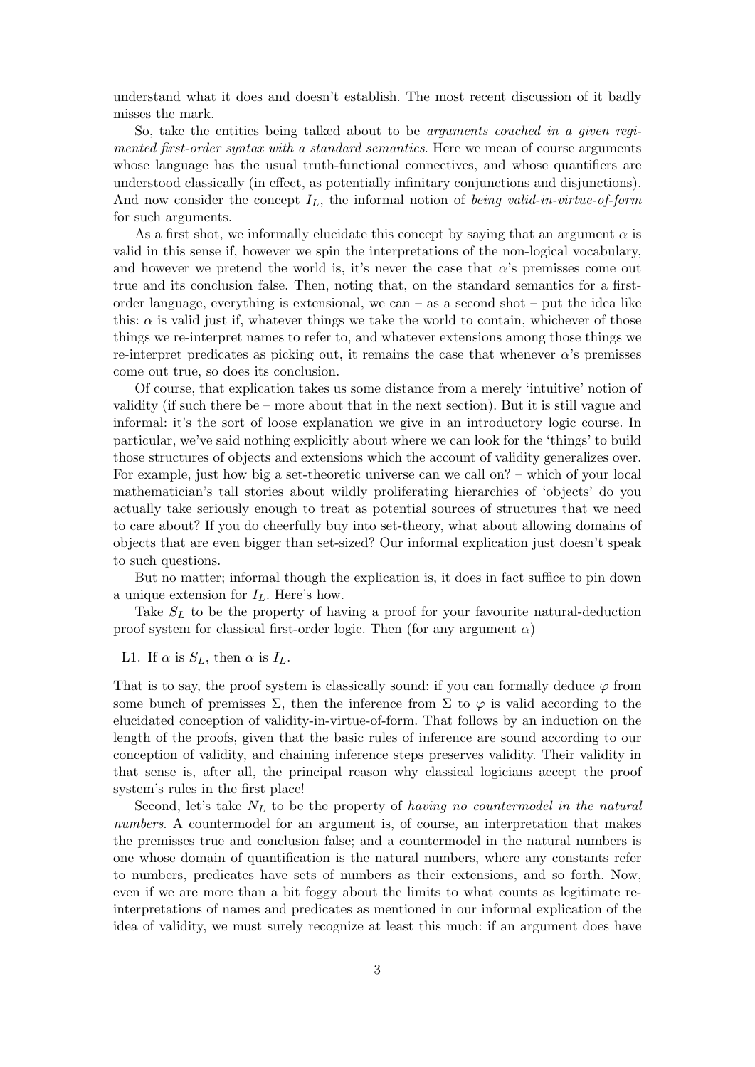understand what it does and doesn't establish. The most recent discussion of it badly misses the mark.

So, take the entities being talked about to be *arguments couched in a given regimented first-order syntax with a standard semantics*. Here we mean of course arguments whose language has the usual truth-functional connectives, and whose quantifiers are understood classically (in effect, as potentially infinitary conjunctions and disjunctions). And now consider the concept $I_L$, the informal notion of *being valid-in-virtue-of-form* for such arguments.

As a first shot, we informally elucidate this concept by saying that an argument $\alpha$ is valid in this sense if, however we spin the interpretations of the non-logical vocabulary, and however we pretend the world is, it's never the case that $\alpha$'s premisses come out true and its conclusion false. Then, noting that, on the standard semantics for a first-order language, everything is extensional, we can – as a second shot – put the idea like this: $\alpha$ is valid just if, whatever things we take the world to contain, whichever of those things we re-interpret names to refer to, and whatever extensions among those things we re-interpret predicates as picking out, it remains the case that whenever $\alpha$'s premisses come out true, so does its conclusion.

Of course, that explication takes us some distance from a merely 'intuitive' notion of validity (if such there be – more about that in the next section). But it is still vague and informal: it's the sort of loose explanation we give in an introductory logic course. In particular, we've said nothing explicitly about where we can look for the 'things' to build those structures of objects and extensions which the account of validity generalizes over. For example, just how big a set-theoretic universe can we call on? – which of your local mathematician's tall stories about wildly proliferating hierarchies of 'objects' do you actually take seriously enough to treat as potential sources of structures that we need to care about? If you do cheerfully buy into set-theory, what about allowing domains of objects that are even bigger than set-sized? Our informal explication just doesn't speak to such questions.

But no matter; informal though the explication is, it does in fact suffice to pin down a unique extension for $I_L$. Here's how.

Take $S_L$ to be the property of having a proof for your favourite natural-deduction proof system for classical first-order logic. Then (for any argument $\alpha$)

L1. If $\alpha$ is $S_L$, then $\alpha$ is $I_L$.

That is to say, the proof system is classically sound: if you can formally deduce $\varphi$ from some bunch of premisses $\Sigma$, then the inference from $\Sigma$ to $\varphi$ is valid according to the elucidated conception of validity-in-virtue-of-form. That follows by an induction on the length of the proofs, given that the basic rules of inference are sound according to our conception of validity, and chaining inference steps preserves validity. Their validity in that sense is, after all, the principal reason why classical logicians accept the proof system's rules in the first place!

Second, let's take $N_L$ to be the property of *having no countermodel in the natural numbers*. A countermodel for an argument is, of course, an interpretation that makes the premisses true and conclusion false; and a countermodel in the natural numbers is one whose domain of quantification is the natural numbers, where any constants refer to numbers, predicates have sets of numbers as their extensions, and so forth. Now, even if we are more than a bit foggy about the limits to what counts as legitimate re-interpretations of names and predicates as mentioned in our informal explication of the idea of validity, we must surely recognize at least this much: if an argument does have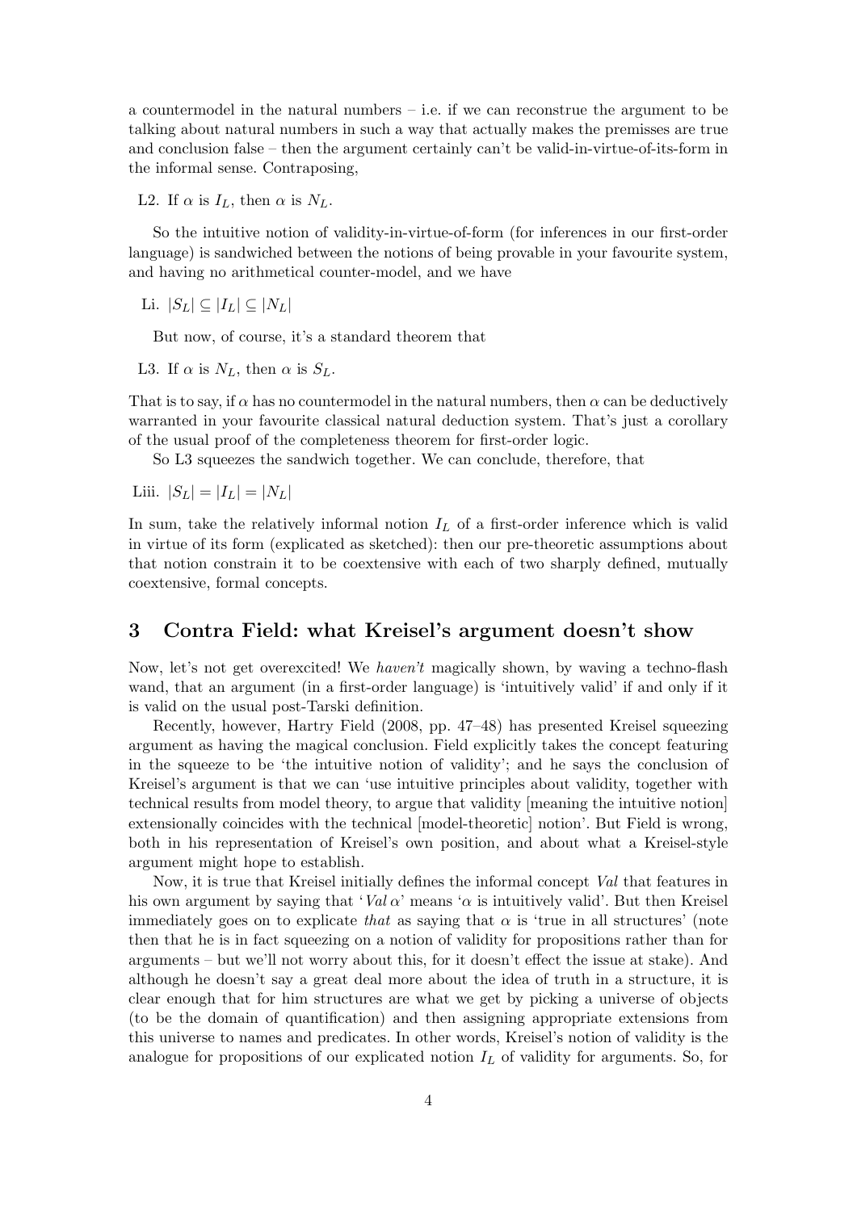a countermodel in the natural numbers – i.e. if we can reconstrue the argument to be talking about natural numbers in such a way that actually makes the premisses are true and conclusion false – then the argument certainly can't be valid-in-virtue-of-its-form in the informal sense. Contraposing,

L2. If $\alpha$ is $I_L$, then $\alpha$ is $N_L$.

So the intuitive notion of validity-in-virtue-of-form (for inferences in our first-order language) is sandwiched between the notions of being provable in your favourite system, and having no arithmetical counter-model, and we have

Li. $|S_L| \subseteq |I_L| \subseteq |N_L|$

But now, of course, it's a standard theorem that

L3. If $\alpha$ is $N_L$, then $\alpha$ is $S_L$.

That is to say, if $\alpha$ has no countermodel in the natural numbers, then $\alpha$ can be deductively warranted in your favourite classical natural deduction system. That's just a corollary of the usual proof of the completeness theorem for first-order logic.

So L3 squeezes the sandwich together. We can conclude, therefore, that

Liii. $|S_L| = |I_L| = |N_L|$

In sum, take the relatively informal notion $I_L$ of a first-order inference which is valid in virtue of its form (explicated as sketched): then our pre-theoretic assumptions about that notion constrain it to be coextensive with each of two sharply defined, mutually coextensive, formal concepts.

## 3 Contra Field: what Kreisel's argument doesn't show

Now, let's not get overexcited! We *haven't* magically shown, by waving a techno-flash wand, that an argument (in a first-order language) is 'intuitively valid' if and only if it is valid on the usual post-Tarski definition.

Recently, however, Hartry Field (2008, pp. 47–48) has presented Kreisel squeezing argument as having the magical conclusion. Field explicitly takes the concept featuring in the squeeze to be 'the intuitive notion of validity'; and he says the conclusion of Kreisel's argument is that we can 'use intuitive principles about validity, together with technical results from model theory, to argue that validity [meaning the intuitive notion] extensionally coincides with the technical [model-theoretic] notion'. But Field is wrong, both in his representation of Kreisel's own position, and about what a Kreisel-style argument might hope to establish.

Now, it is true that Kreisel initially defines the informal concept *Val* that features in his own argument by saying that '*Val* $\alpha$' means '$\alpha$ is intuitively valid'. But then Kreisel immediately goes on to explicate *that* as saying that $\alpha$ is 'true in all structures' (note then that he is in fact squeezing on a notion of validity for propositions rather than for arguments – but we'll not worry about this, for it doesn't effect the issue at stake). And although he doesn't say a great deal more about the idea of truth in a structure, it is clear enough that for him structures are what we get by picking a universe of objects (to be the domain of quantification) and then assigning appropriate extensions from this universe to names and predicates. In other words, Kreisel's notion of validity is the analogue for propositions of our explicated notion $I_L$ of validity for arguments. So, for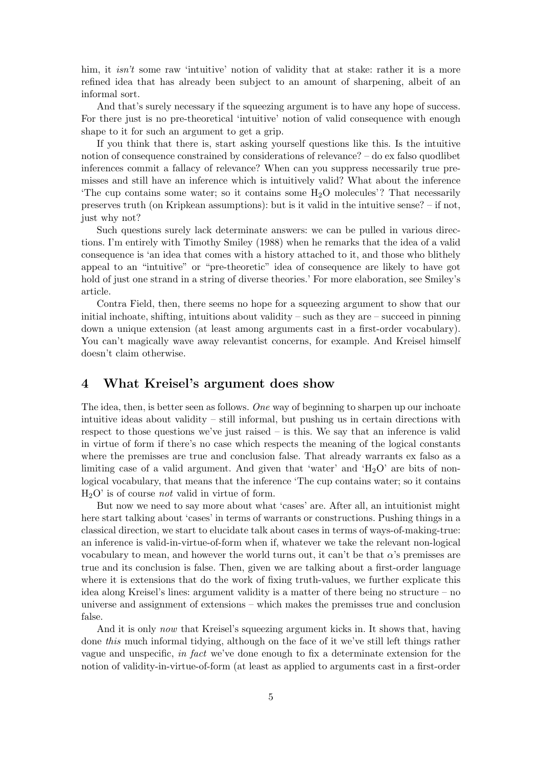him, it *isn't* some raw 'intuitive' notion of validity that at stake: rather it is a more refined idea that has already been subject to an amount of sharpening, albeit of an informal sort.

And that's surely necessary if the squeezing argument is to have any hope of success. For there just is no pre-theoretical 'intuitive' notion of valid consequence with enough shape to it for such an argument to get a grip.

If you think that there is, start asking yourself questions like this. Is the intuitive notion of consequence constrained by considerations of relevance? – do ex falso quodlibet inferences commit a fallacy of relevance? When can you suppress necessarily true premisses and still have an inference which is intuitively valid? What about the inference 'The cup contains some water; so it contains some $H_2O$ molecules'? That necessarily preserves truth (on Kripkean assumptions): but is it valid in the intuitive sense? – if not, just why not?

Such questions surely lack determinate answers: we can be pulled in various directions. I'm entirely with Timothy Smiley (1988) when he remarks that the idea of a valid consequence is 'an idea that comes with a history attached to it, and those who blithely appeal to an "intuitive" or "pre-theoretic" idea of consequence are likely to have got hold of just one strand in a string of diverse theories.' For more elaboration, see Smiley's article.

Contra Field, then, there seems no hope for a squeezing argument to show that our initial inchoate, shifting, intuitions about validity – such as they are – succeed in pinning down a unique extension (at least among arguments cast in a first-order vocabulary). You can't magically wave away relevantist concerns, for example. And Kreisel himself doesn't claim otherwise.

## 4 What Kreisel's argument does show

The idea, then, is better seen as follows. *One* way of beginning to sharpen up our inchoate intuitive ideas about validity – still informal, but pushing us in certain directions with respect to those questions we've just raised – is this. We say that an inference is valid in virtue of form if there's no case which respects the meaning of the logical constants where the premisses are true and conclusion false. That already warrants ex falso as a limiting case of a valid argument. And given that 'water' and '$H_2O$' are bits of non-logical vocabulary, that means that the inference 'The cup contains water; so it contains $H_2O$' is of course *not* valid in virtue of form.

But now we need to say more about what 'cases' are. After all, an intuitionist might here start talking about 'cases' in terms of warrants or constructions. Pushing things in a classical direction, we start to elucidate talk about cases in terms of ways-of-making-true: an inference is valid-in-virtue-of-form when if, whatever we take the relevant non-logical vocabulary to mean, and however the world turns out, it can't be that $\alpha$'s premisses are true and its conclusion is false. Then, given we are talking about a first-order language where it is extensions that do the work of fixing truth-values, we further explicate this idea along Kreisel's lines: argument validity is a matter of there being no structure – no universe and assignment of extensions – which makes the premisses true and conclusion false.

And it is only *now* that Kreisel's squeezing argument kicks in. It shows that, having done *this* much informal tidying, although on the face of it we've still left things rather vague and unspecific, *in fact* we've done enough to fix a determinate extension for the notion of validity-in-virtue-of-form (at least as applied to arguments cast in a first-order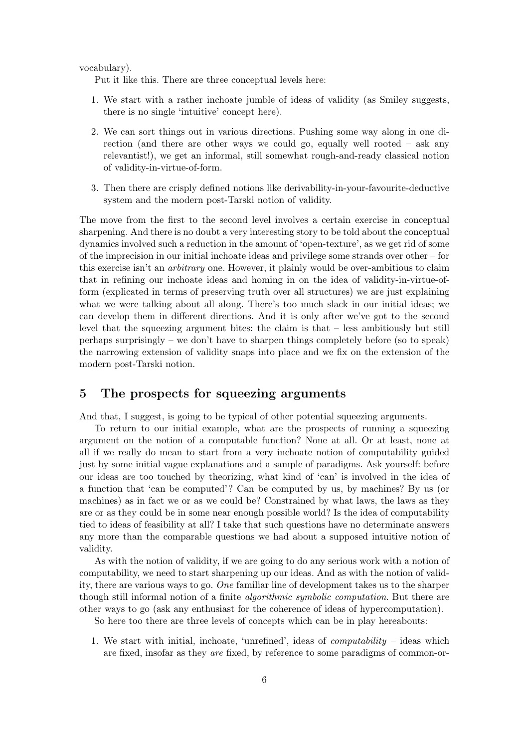vocabulary).

Put it like this. There are three conceptual levels here:

1. We start with a rather inchoate jumble of ideas of validity (as Smiley suggests, there is no single 'intuitive' concept here).
2. We can sort things out in various directions. Pushing some way along in one direction (and there are other ways we could go, equally well rooted – ask any relevantist!), we get an informal, still somewhat rough-and-ready classical notion of validity-in-virtue-of-form.
3. Then there are crisply defined notions like derivability-in-your-favourite-deductive system and the modern post-Tarski notion of validity.

The move from the first to the second level involves a certain exercise in conceptual sharpening. And there is no doubt a very interesting story to be told about the conceptual dynamics involved such a reduction in the amount of 'open-texture', as we get rid of some of the imprecision in our initial inchoate ideas and privilege some strands over other – for this exercise isn't an *arbitrary* one. However, it plainly would be over-ambitious to claim that in refining our inchoate ideas and homing in on the idea of validity-in-virtue-of-form (explicated in terms of preserving truth over all structures) we are just explaining what we were talking about all along. There's too much slack in our initial ideas; we can develop them in different directions. And it is only after we've got to the second level that the squeezing argument bites: the claim is that – less ambitiously but still perhaps surprisingly – we don't have to sharpen things completely before (so to speak) the narrowing extension of validity snaps into place and we fix on the extension of the modern post-Tarski notion.

## 5 The prospects for squeezing arguments

And that, I suggest, is going to be typical of other potential squeezing arguments.

To return to our initial example, what are the prospects of running a squeezing argument on the notion of a computable function? None at all. Or at least, none at all if we really do mean to start from a very inchoate notion of computability guided just by some initial vague explanations and a sample of paradigms. Ask yourself: before our ideas are too touched by theorizing, what kind of 'can' is involved in the idea of a function that 'can be computed'? Can be computed by us, by machines? By us (or machines) as in fact we or as we could be? Constrained by what laws, the laws as they are or as they could be in some near enough possible world? Is the idea of computability tied to ideas of feasibility at all? I take that such questions have no determinate answers any more than the comparable questions we had about a supposed intuitive notion of validity.

As with the notion of validity, if we are going to do any serious work with a notion of computability, we need to start sharpening up our ideas. And as with the notion of validity, there are various ways to go. *One* familiar line of development takes us to the sharper though still informal notion of a finite *algorithmic symbolic computation*. But there are other ways to go (ask any enthusiast for the coherence of ideas of hypercomputation).

So here too there are three levels of concepts which can be in play hereabouts:

1. We start with initial, inchoate, 'unrefined', ideas of *computability* – ideas which are fixed, insofar as they *are* fixed, by reference to some paradigms of common-or-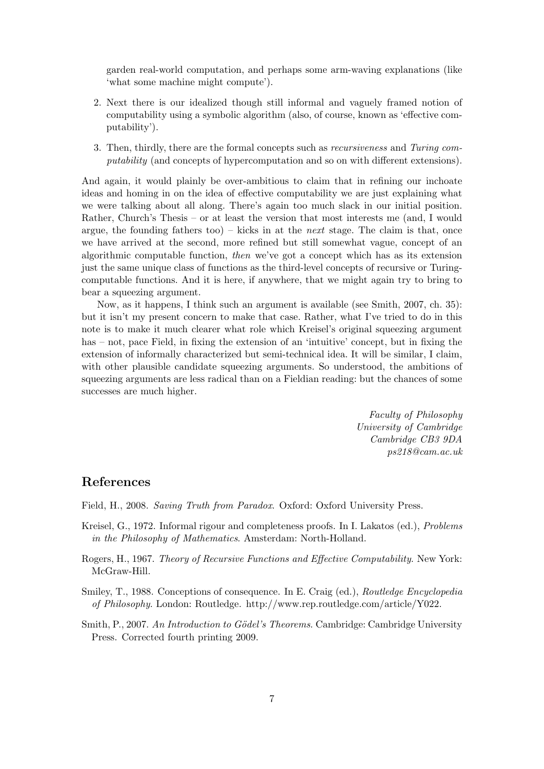garden real-world computation, and perhaps some arm-waving explanations (like 'what some machine might compute').

2. Next there is our idealized though still informal and vaguely framed notion of computability using a symbolic algorithm (also, of course, known as 'effective computability').

3. Then, thirdly, there are the formal concepts such as *recursiveness* and *Turing computability* (and concepts of hypercomputation and so on with different extensions).

And again, it would plainly be over-ambitious to claim that in refining our inchoate ideas and homing in on the idea of effective computability we are just explaining what we were talking about all along. There's again too much slack in our initial position. Rather, Church's Thesis – or at least the version that most interests me (and, I would argue, the founding fathers too) – kicks in at the *next* stage. The claim is that, once we have arrived at the second, more refined but still somewhat vague, concept of an algorithmic computable function, *then* we've got a concept which has as its extension just the same unique class of functions as the third-level concepts of recursive or Turing-computable functions. And it is here, if anywhere, that we might again try to bring to bear a squeezing argument.

Now, as it happens, I think such an argument is available (see Smith, 2007, ch. 35): but it isn't my present concern to make that case. Rather, what I've tried to do in this note is to make it much clearer what role which Kreisel's original squeezing argument has – not, pace Field, in fixing the extension of an 'intuitive' concept, but in fixing the extension of informally characterized but semi-technical idea. It will be similar, I claim, with other plausible candidate squeezing arguments. So understood, the ambitions of squeezing arguments are less radical than on a Fieldian reading: but the chances of some successes are much higher.

*Faculty of Philosophy*
*University of Cambridge*
*Cambridge CB3 9DA*
*ps218@cam.ac.uk*

## References

Field, H., 2008. *Saving Truth from Paradox*. Oxford: Oxford University Press.

Kreisel, G., 1972. Informal rigour and completeness proofs. In I. Lakatos (ed.), *Problems in the Philosophy of Mathematics*. Amsterdam: North-Holland.

Rogers, H., 1967. *Theory of Recursive Functions and Effective Computability*. New York: McGraw-Hill.

Smiley, T., 1988. Conceptions of consequence. In E. Craig (ed.), *Routledge Encyclopedia of Philosophy*. London: Routledge. http://www.rep.routledge.com/article/Y022.

Smith, P., 2007. *An Introduction to Gödel's Theorems*. Cambridge: Cambridge University Press. Corrected fourth printing 2009.